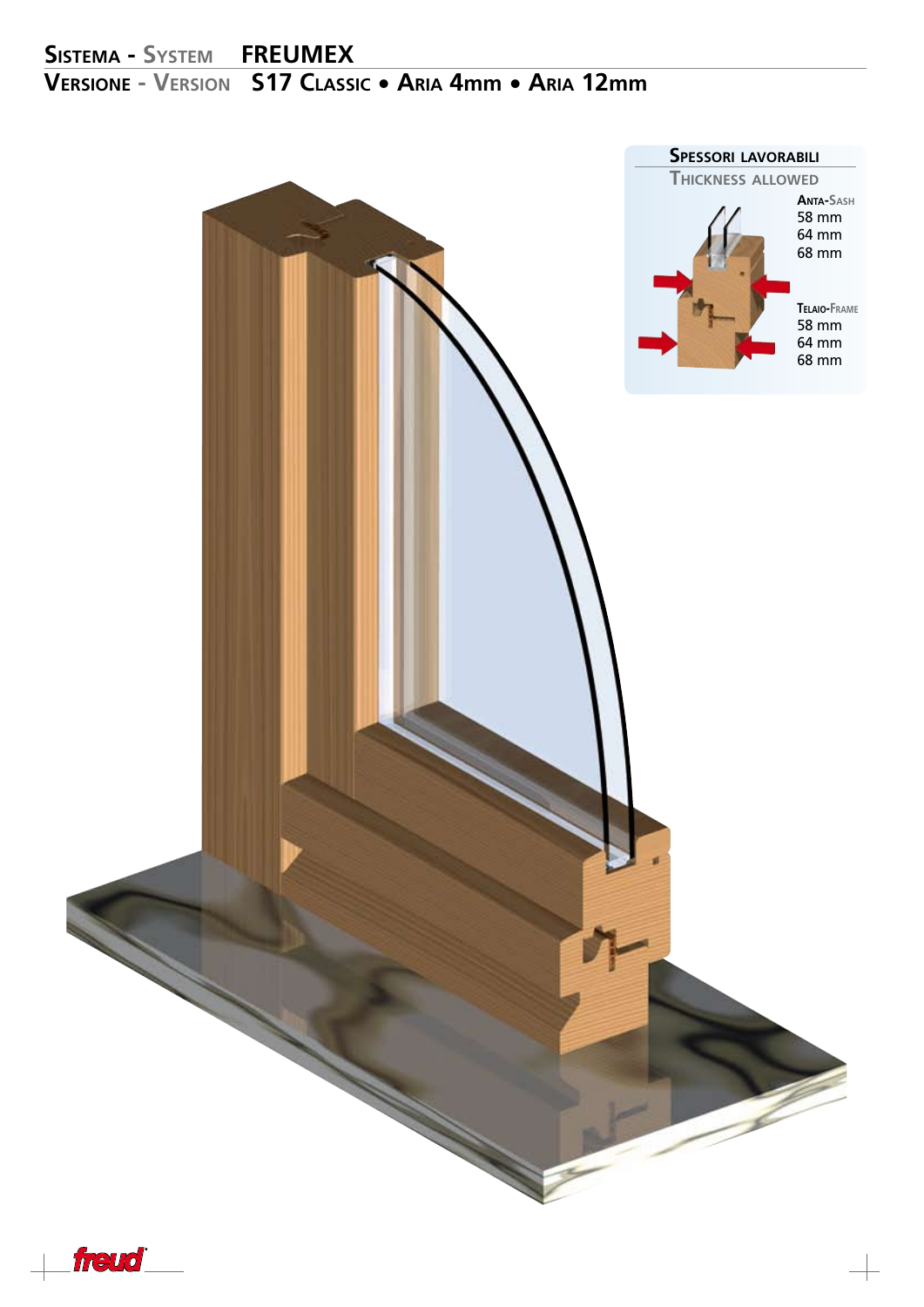## Sistema - System FREUMEX

## Versione - Version S17 Classic • Aria 4mm • Aria 12mm

**Spessori lavorabili**

Thickness allowed

**Anta-Sash**

58 mm

64 mm

68 mm

**Telaio-Frame**

58 mm

64 mm

68 mm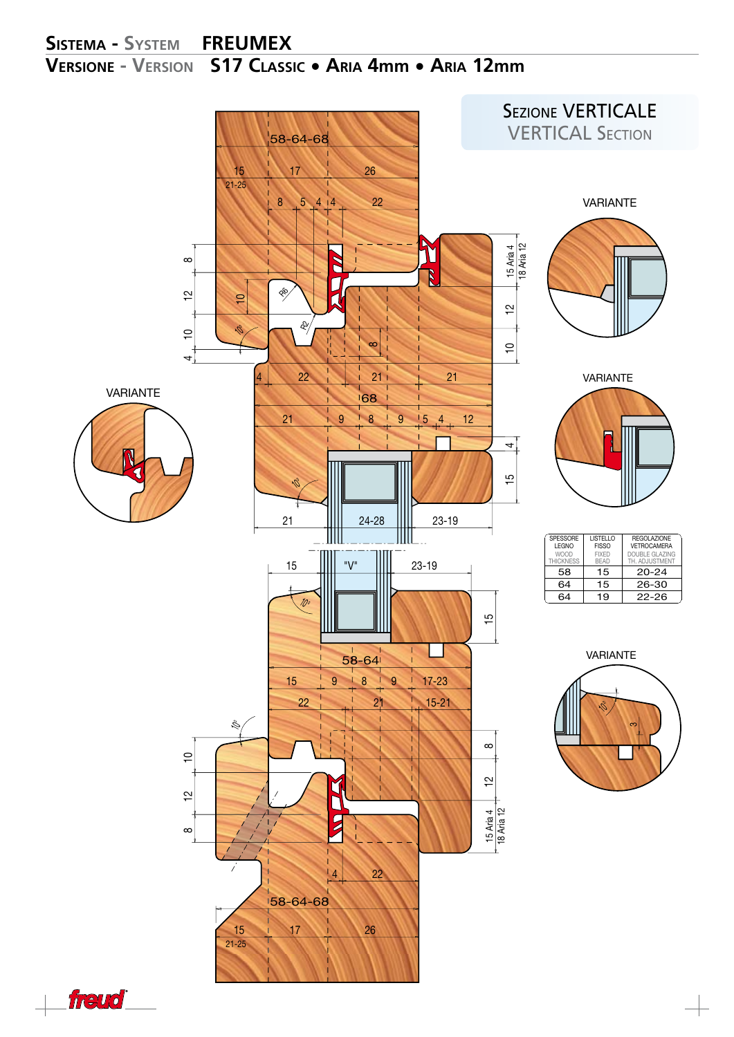# Sistema - System FREUMEX

## Versione - Version S17 Classic • Aria 4mm • Aria 12mm

### Sezione VERTICALE
### VERTICAL Section

VARIANTE

VARIANTE

VARIANTE

VARIANTE

| SPESSORE LEGNO WOOD THICKNESS | LISTELLO FISSO FIXED BEAD | REGOLAZIONE VETROCAMERA DOUBLE GLAZING TH. ADJUSTMENT |
|---|---|---|
| 58 | 15 | 20-24 |
| 64 | 15 | 26-30 |
| 64 | 19 | 22-26 |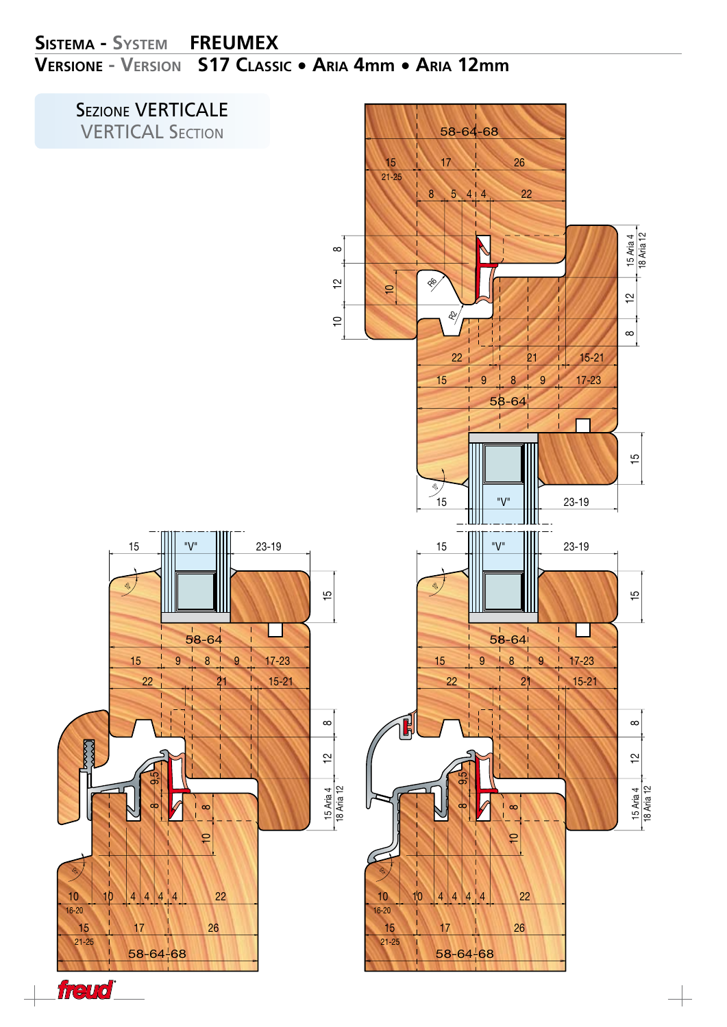# Sistema - System FREUMEX

## Versione - Version S17 Classic • Aria 4mm • Aria 12mm

### Sezione VERTICALE
### VERTICAL Section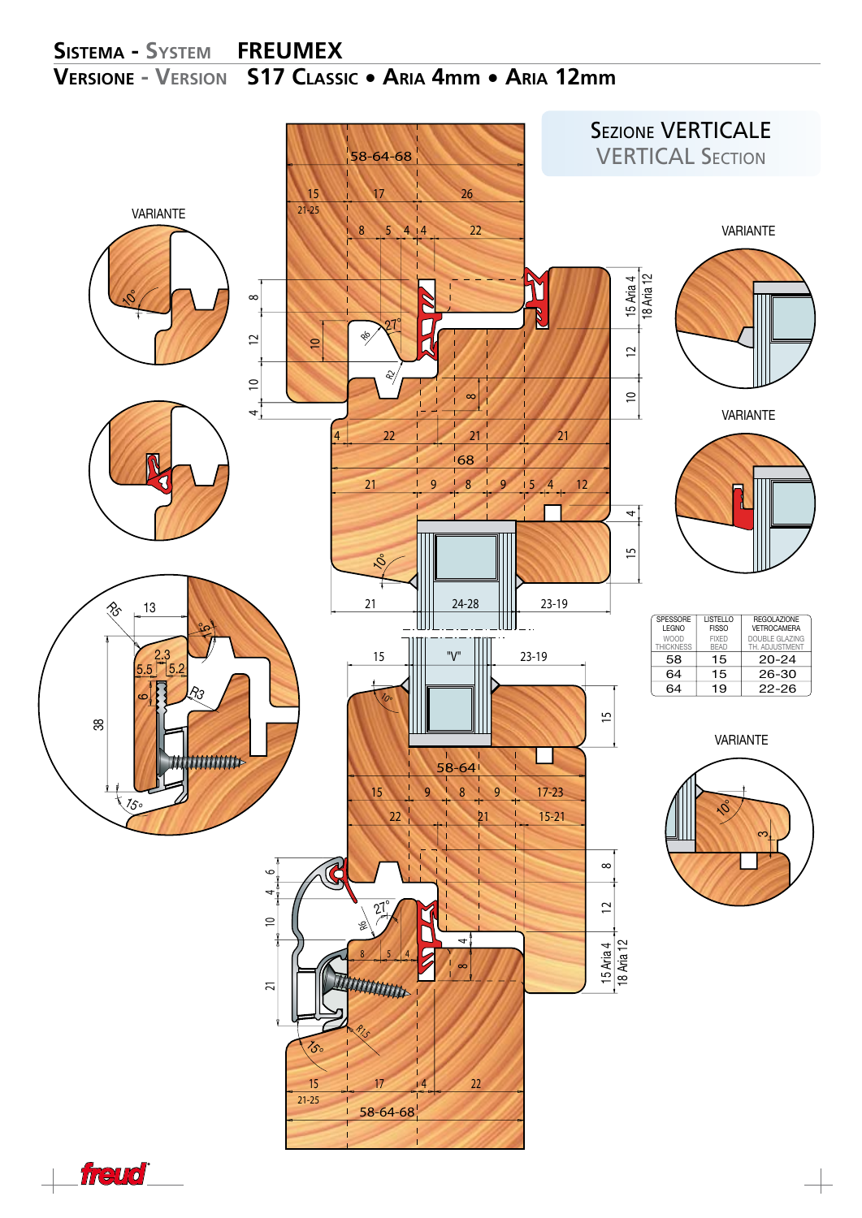# Sistema - System FREUMEX

## Versione - Version S17 Classic • Aria 4mm • Aria 12mm

### Sezione VERTICALE
### VERTICAL Section

VARIANTE

VARIANTE

VARIANTE

VARIANTE

VARIANTE

| SPESSORE LEGNO WOOD THICKNESS | LISTELLO FISSO FIXED BEAD | REGOLAZIONE VETROCAMERA DOUBLE GLAZING TH. ADJUSTMENT |
|---|---|---|
| 58 | 15 | 20-24 |
| 64 | 15 | 26-30 |
| 64 | 19 | 22-26 |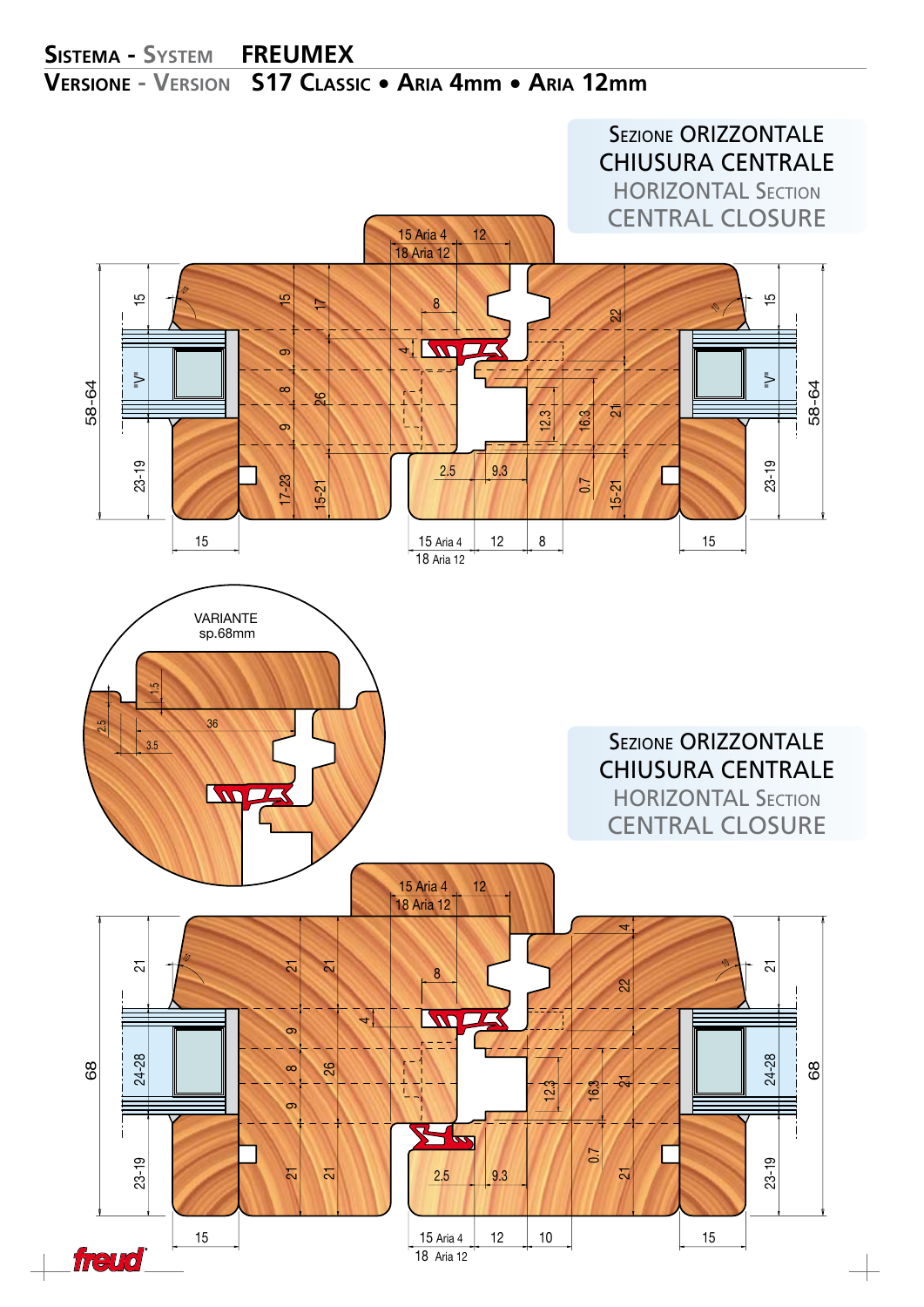**Sistema - System** **FREUMEX**

**Versione - Version** **S17 Classic • Aria 4mm • Aria 12mm**

### Sezione orizzontale chiusura centrale
### Horizontal Section Central Closure

15 Aria 4 · 18 Aria 12 · 12 · 8 · 4 · 15 · 17 · 9 · 8 · 26 · 9 · 17-23 · 15-21 · 22 · 21 · 12.3 · 16.3 · 2.5 · 9.3 · 0.7 · 15-21 · 58-64 · "V" · 23-19 · 15 · 15 Aria 4 · 18 Aria 12 · 12 · 8 · 15

VARIANTE sp.68mm

1.5 · 2.5 · 36 · 3.5

### Sezione orizzontale chiusura centrale
### Horizontal Section Central Closure

15 Aria 4 · 18 Aria 12 · 12 · 8 · 4 · 21 · 21 · 21 · 9 · 8 · 26 · 9 · 21 · 21 · 4 · 22 · 21 · 12.3 · 16.3 · 2.5 · 9.3 · 0.7 · 21 · 68 · 24-28 · 23-19 · 15 · 15 Aria 4 · 18 Aria 12 · 12 · 10 · 15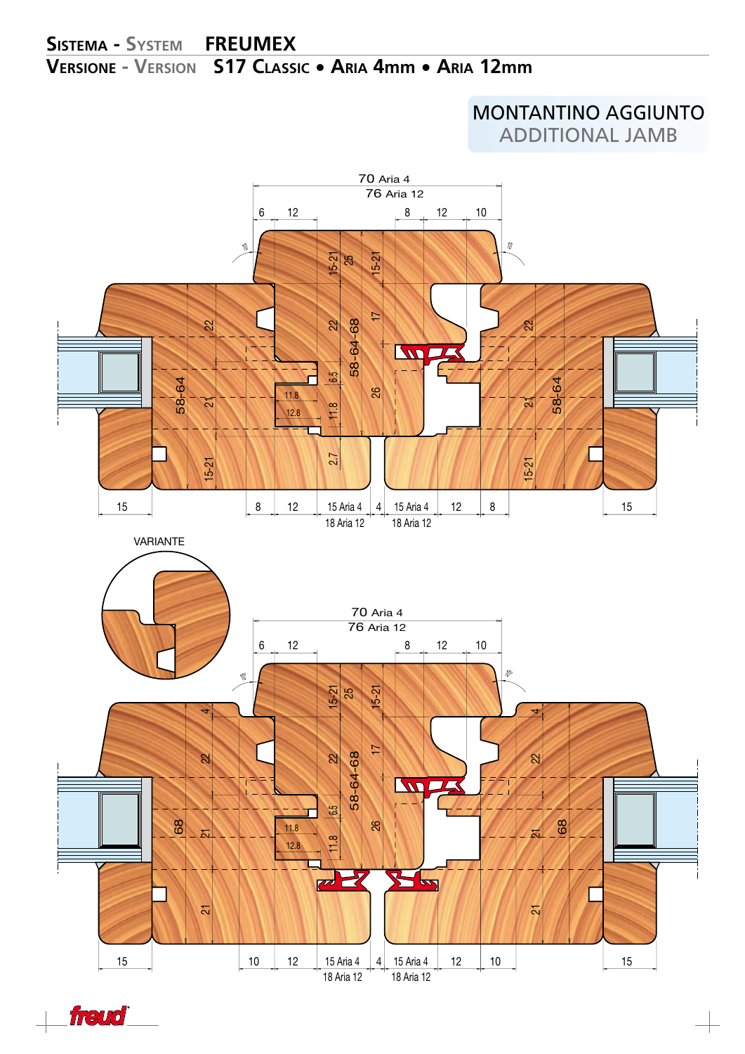**Sistema - System** **FREUMEX**

**Versione - Version** **S17 Classic • Aria 4mm • Aria 12mm**

## MONTANTINO AGGIUNTO
## ADDITIONAL JAMB

VARIANTE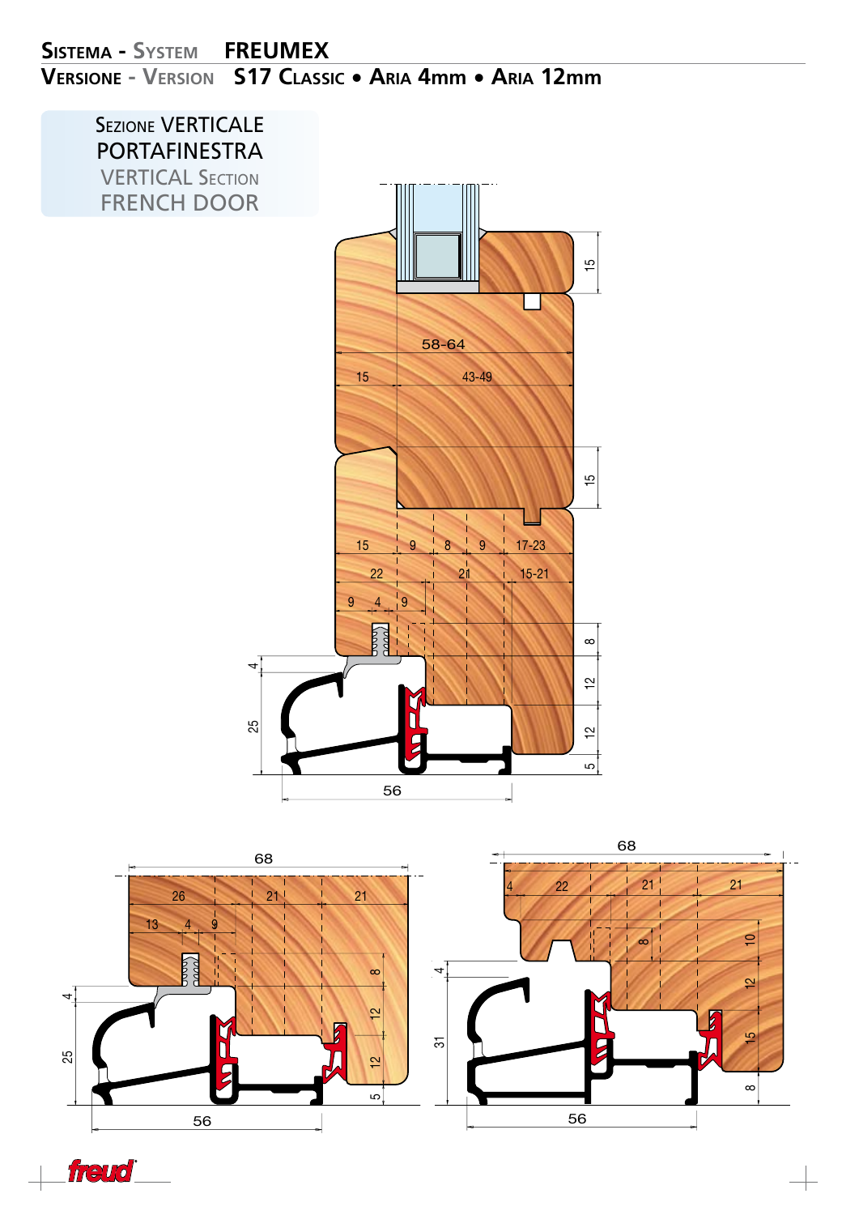# Sistema - System FREUMEX

## Versione - Version S17 Classic • Aria 4mm • Aria 12mm

Sezione VERTICALE PORTAFINESTRA

VERTICAL Section FRENCH DOOR

15
58-64
15
43-49
15
15
9
8
9
17-23
22
21
15-21
9
4
9
8
4
12
25
12
5
56

68
26
21
21
13
4
9
8
4
12
25
12
5
56

68
4
22
21
21
8
10
4
12
31
15
8
56

freud